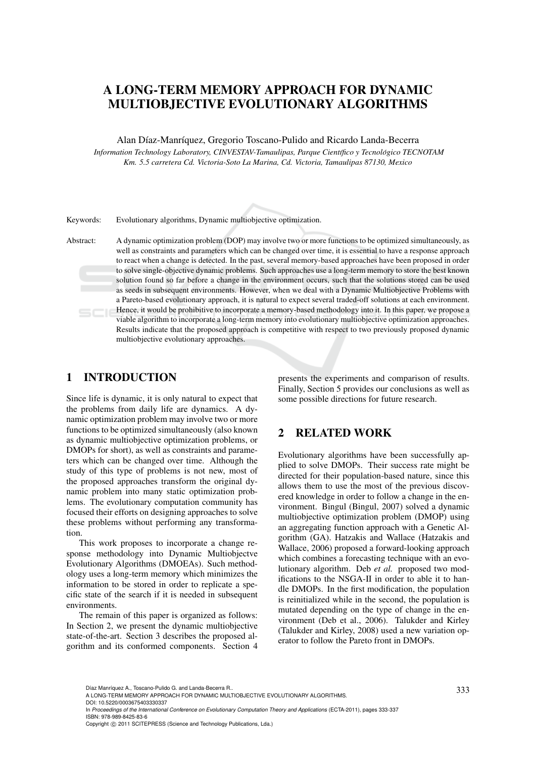# A LONG-TERM MEMORY APPROACH FOR DYNAMIC MULTIOBJECTIVE EVOLUTIONARY ALGORITHMS

Alan Díaz-Manríquez, Gregorio Toscano-Pulido and Ricardo Landa-Becerra

*Information Technology Laboratory, CINVESTAV-Tamaulipas, Parque Científico y Tecnológico TECNOTAM Km. 5.5 carretera Cd. Victoria-Soto La Marina, Cd. Victoria, Tamaulipas 87130, Mexico*

Keywords: Evolutionary algorithms, Dynamic multiobjective optimization.

Abstract: A dynamic optimization problem (DOP) may involve two or more functions to be optimized simultaneously, as well as constraints and parameters which can be changed over time, it is essential to have a response approach to react when a change is detected. In the past, several memory-based approaches have been proposed in order to solve single-objective dynamic problems. Such approaches use a long-term memory to store the best known solution found so far before a change in the environment occurs, such that the solutions stored can be used as seeds in subsequent environments. However, when we deal with a Dynamic Multiobjective Problems with a Pareto-based evolutionary approach, it is natural to expect several traded-off solutions at each environment. Hence, it would be prohibitive to incorporate a memory-based methodology into it. In this paper, we propose a viable algorithm to incorporate a long-term memory into evolutionary multiobjective optimization approaches. Results indicate that the proposed approach is competitive with respect to two previously proposed dynamic multiobjective evolutionary approaches.

## 1 INTRODUCTION

Since life is dynamic, it is only natural to expect that the problems from daily life are dynamics. A dynamic optimization problem may involve two or more functions to be optimized simultaneously (also known as dynamic multiobjective optimization problems, or DMOPs for short), as well as constraints and parameters which can be changed over time. Although the study of this type of problems is not new, most of the proposed approaches transform the original dynamic problem into many static optimization problems. The evolutionary computation community has focused their efforts on designing approaches to solve these problems without performing any transformation.

This work proposes to incorporate a change response methodology into Dynamic Multiobjectve Evolutionary Algorithms (DMOEAs). Such methodology uses a long-term memory which minimizes the information to be stored in order to replicate a specific state of the search if it is needed in subsequent environments.

The remain of this paper is organized as follows: In Section 2, we present the dynamic multiobjective state-of-the-art. Section 3 describes the proposed algorithm and its conformed components. Section 4 presents the experiments and comparison of results. Finally, Section 5 provides our conclusions as well as some possible directions for future research.

## 2 RELATED WORK

Evolutionary algorithms have been successfully applied to solve DMOPs. Their success rate might be directed for their population-based nature, since this allows them to use the most of the previous discovered knowledge in order to follow a change in the environment. Bingul (Bingul, 2007) solved a dynamic multiobjective optimization problem (DMOP) using an aggregating function approach with a Genetic Algorithm (GA). Hatzakis and Wallace (Hatzakis and Wallace, 2006) proposed a forward-looking approach which combines a forecasting technique with an evolutionary algorithm. Deb *et al.* proposed two modifications to the NSGA-II in order to able it to handle DMOPs. In the first modification, the population is reinitialized while in the second, the population is mutated depending on the type of change in the environment (Deb et al., 2006). Talukder and Kirley (Talukder and Kirley, 2008) used a new variation operator to follow the Pareto front in DMOPs.

Díaz Manríquez A., Toscano-Pulido G. and Landa-Becerra R..
A LONG-TERM MEMORY APPROACH FOR DYNAMIC MULTIOBJECTIVE EVOLUTIONARY ALGORITHMS.
DOI: 10.5220/0003675403330337
In *Proceedings of the International Conference on Evolutionary Computation Theory and Applications* (ECTA-2011), pages 333-337
ISBN: 978-989-8425-83-6
Copyright © 2011 SCITEPRESS (Science and Technology Publications, Lda.)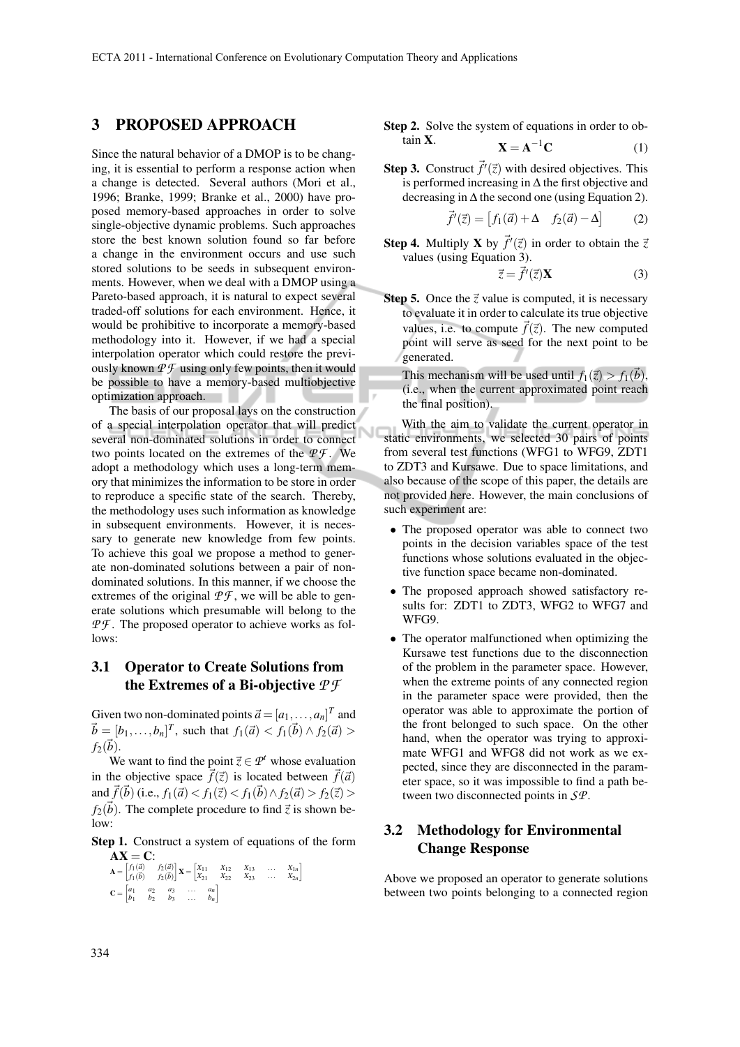## 3 PROPOSED APPROACH

Since the natural behavior of a DMOP is to be changing, it is essential to perform a response action when a change is detected. Several authors (Mori et al., 1996; Branke, 1999; Branke et al., 2000) have proposed memory-based approaches in order to solve single-objective dynamic problems. Such approaches store the best known solution found so far before a change in the environment occurs and use such stored solutions to be seeds in subsequent environments. However, when we deal with a DMOP using a Pareto-based approach, it is natural to expect several traded-off solutions for each environment. Hence, it would be prohibitive to incorporate a memory-based methodology into it. However, if we had a special interpolation operator which could restore the previously known $\mathcal{PF}$ using only few points, then it would be possible to have a memory-based multiobjective optimization approach.

The basis of our proposal lays on the construction of a special interpolation operator that will predict several non-dominated solutions in order to connect two points located on the extremes of the $\mathcal{PF}$. We adopt a methodology which uses a long-term memory that minimizes the information to be store in order to reproduce a specific state of the search. Thereby, the methodology uses such information as knowledge in subsequent environments. However, it is necessary to generate new knowledge from few points. To achieve this goal we propose a method to generate non-dominated solutions between a pair of non-dominated solutions. In this manner, if we choose the extremes of the original $\mathcal{PF}$, we will be able to generate solutions which presumable will belong to the $\mathcal{PF}$. The proposed operator to achieve works as follows:

### 3.1 Operator to Create Solutions from the Extremes of a Bi-objective $\mathcal{PF}$

Given two non-dominated points $\vec{a} = [a_1, \ldots, a_n]^T$ and $\vec{b} = [b_1, \ldots, b_n]^T$, such that $f_1(\vec{a}) < f_1(\vec{b}) \wedge f_2(\vec{a}) > f_2(\vec{b})$.

We want to find the point $\vec{z} \in \mathcal{P}^t$ whose evaluation in the objective space $\vec{f}(\vec{z})$ is located between $\vec{f}(\vec{a})$ and $\vec{f}(\vec{b})$ (i.e., $f_1(\vec{a}) < f_1(\vec{z}) < f_1(\vec{b}) \wedge f_2(\vec{a}) > f_2(\vec{z}) > f_2(\vec{b})$. The complete procedure to find $\vec{z}$ is shown below:

**Step 1.** Construct a system of equations of the form $\mathbf{AX} = \mathbf{C}$:

$$\mathbf{A} = \begin{bmatrix} f_1(\vec{a}) & f_2(\vec{a}) \\ f_1(\vec{b}) & f_2(\vec{b}) \end{bmatrix} \mathbf{X} = \begin{bmatrix} X_{11} & X_{12} & X_{13} & \ldots & X_{1n} \\ X_{21} & X_{22} & X_{23} & \ldots & X_{2n} \end{bmatrix}$$

$$\mathbf{C} = \begin{bmatrix} a_1 & a_2 & a_3 & \ldots & a_n \\ b_1 & b_2 & b_3 & \ldots & b_n \end{bmatrix}$$

**Step 2.** Solve the system of equations in order to obtain $\mathbf{X}$.

$$\mathbf{X} = \mathbf{A}^{-1}\mathbf{C} \tag{1}$$

**Step 3.** Construct $\vec{f}'(\vec{z})$ with desired objectives. This is performed increasing in $\Delta$ the first objective and decreasing in $\Delta$ the second one (using Equation 2).

$$\vec{f}'(\vec{z}) = \begin{bmatrix} f_1(\vec{a}) + \Delta & f_2(\vec{a}) - \Delta \end{bmatrix} \tag{2}$$

**Step 4.** Multiply $\mathbf{X}$ by $\vec{f}'(\vec{z})$ in order to obtain the $\vec{z}$ values (using Equation 3).

$$\vec{z} = \vec{f}'(\vec{z})\mathbf{X} \tag{3}$$

**Step 5.** Once the $\vec{z}$ value is computed, it is necessary to evaluate it in order to calculate its true objective values, i.e. to compute $\vec{f}(\vec{z})$. The new computed point will serve as seed for the next point to be generated.

This mechanism will be used until $f_1(\vec{z}) > f_1(\vec{b})$, (i.e., when the current approximated point reach the final position).

With the aim to validate the current operator in static environments, we selected 30 pairs of points from several test functions (WFG1 to WFG9, ZDT1 to ZDT3 and Kursawe. Due to space limitations, and also because of the scope of this paper, the details are not provided here. However, the main conclusions of such experiment are:

- The proposed operator was able to connect two points in the decision variables space of the test functions whose solutions evaluated in the objective function space became non-dominated.
- The proposed approach showed satisfactory results for: ZDT1 to ZDT3, WFG2 to WFG7 and WFG9.
- The operator malfunctioned when optimizing the Kursawe test functions due to the disconnection of the problem in the parameter space. However, when the extreme points of any connected region in the parameter space were provided, then the operator was able to approximate the portion of the front belonged to such space. On the other hand, when the operator was trying to approximate WFG1 and WFG8 did not work as we expected, since they are disconnected in the parameter space, so it was impossible to find a path between two disconnected points in $\mathcal{SP}$.

### 3.2 Methodology for Environmental Change Response

Above we proposed an operator to generate solutions between two points belonging to a connected region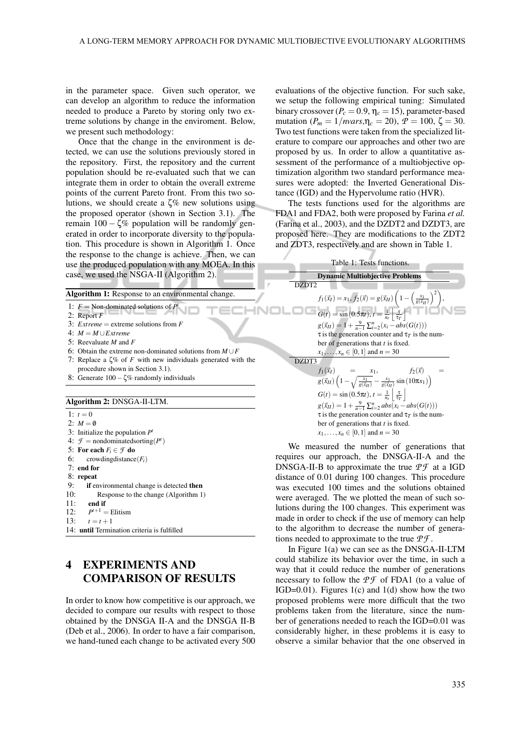in the parameter space. Given such operator, we can develop an algorithm to reduce the information needed to produce a Pareto by storing only two extreme solutions by change in the enviroment. Below, we present such methodology:

Once that the change in the environment is detected, we can use the solutions previously stored in the repository. First, the repository and the current population should be re-evaluated such that we can integrate them in order to obtain the overall extreme points of the current Pareto front. From this two solutions, we should create a $\zeta$% new solutions using the proposed operator (shown in Section 3.1). The remain $100-\zeta$% population will be randomly generated in order to incorporate diversity to the population. This procedure is shown in Algorithm 1. Once the response to the change is achieve. Then, we can use the produced population with any MOEA. In this case, we used the NSGA-II (Algorithm 2).

**Algorithm 1:** Response to an environmental change.

```
1: F = Non-dominated solutions of P^t
2: Report F
3: Extreme = extreme solutions from F
4: M = M ∪ Extreme
5: Reevaluate M and F
6: Obtain the extreme non-dominated solutions from M ∪ F
7: Replace a ζ% of F with new individuals generated with the
   procedure shown in Section 3.1).
8: Generate 100 − ζ% randomly individuals
```

**Algorithm 2:** DNSGA-II-LTM.

```
1: t = 0
2: M = ∅
3: Initialize the population P^t
4: 𝓕 = nondominatedsorting(P^t)
5: for each F_i ∈ 𝓕 do
6:     crowdingdistance(F_i)
7: end for
8: repeat
9:     if environmental change is detected then
10:        Response to the change (Algorithm 1)
11:    end if
12:    P^{t+1} = Elitism
13:    t = t + 1
14: until Termination criteria is fulfilled
```

# 4 EXPERIMENTS AND COMPARISON OF RESULTS

In order to know how competitive is our approach, we decided to compare our results with respect to those obtained by the DNSGA II-A and the DNSGA II-B (Deb et al., 2006). In order to have a fair comparison, we hand-tuned each change to be activated every 500 evaluations of the objective function. For such sake, we setup the following empirical tuning: Simulated binary crossover ($P_c = 0.9$, $\eta_c = 15$), parameter-based mutation ($P_m = 1/nvars$, $\eta_c = 20$), $\mathcal{P} = 100$, $\zeta = 30$. Two test functions were taken from the specialized literature to compare our approaches and other two are proposed by us. In order to allow a quantitative assessment of the performance of a multiobjective optimization algorithm two standard performance measures were adopted: the Inverted Generational Distance (IGD) and the Hypervolume ratio (HVR).

The tests functions used for the algorithms are FDA1 and FDA2, both were proposed by Farina *et al.* (Farina et al., 2003), and the DZDT2 and DZDT3, are proposed here. They are modifications to the ZDT2 and ZDT3, respectively and are shown in Table 1.

Table 1: Tests functions.

| **Dynamic Multiobjective Problems** |
|---|
| DZDT2 |
| $f_1(\vec{x}_I) = x_1$, $f_2(\vec{x}) = g(\vec{x}_{II})\left(1 - \left(\frac{x_1}{g(\vec{x}_{II})}\right)^2\right)$, $G(t) = \sin(0.5\pi t)$, $t = \frac{1}{n_t}\left\lfloor \frac{\tau}{\tau_T} \right\rfloor$, $g(\vec{x}_{II}) = 1 + \frac{9}{n-1}\sum_{i=2}^{n}(x_i - abs(G(t)))$. $\tau$ is the generation counter and $\tau_T$ is the number of generations that $t$ is fixed. $x_1, \ldots, x_n \in [0,1]$ and $n = 30$ |
| DZDT3 |
| $f_1(\vec{x}_I) = x_1$, $f_2(\vec{x}) = g(\vec{x}_{II})\left(1 - \sqrt{\frac{x_1}{g(\vec{x}_{II})}} - \frac{x_1}{g(\vec{x}_{II})}\sin(10\pi x_1)\right)$, $G(t) = \sin(0.5\pi t)$, $t = \frac{1}{n_t}\left\lfloor \frac{\tau}{\tau_T} \right\rfloor$, $g(\vec{x}_{II}) = 1 + \frac{9}{n-1}\sum_{i=2}^{n} abs(x_i - abs(G(t)))$. $\tau$ is the generation counter and $\tau_T$ is the number of generations that $t$ is fixed. $x_1, \ldots, x_n \in [0,1]$ and $n = 30$ |

We measured the number of generations that requires our approach, the DNSGA-II-A and the DNSGA-II-B to approximate the true $\mathcal{PF}$ at a IGD distance of 0.01 during 100 changes. This procedure was executed 100 times and the solutions obtained were averaged. The we plotted the mean of such solutions during the 100 changes. This experiment was made in order to check if the use of memory can help to the algorithm to decrease the number of generations needed to approximate to the true $\mathcal{PF}$.

In Figure 1(a) we can see as the DNSGA-II-LTM could stabilize its behavior over the time, in such a way that it could reduce the number of generations necessary to follow the $\mathcal{PF}$ of FDA1 (to a value of IGD=0.01). Figures 1(c) and 1(d) show how the two proposed problems were more difficult that the two problems taken from the literature, since the number of generations needed to reach the IGD=0.01 was considerably higher, in these problems it is easy to observe a similar behavior that the one observed in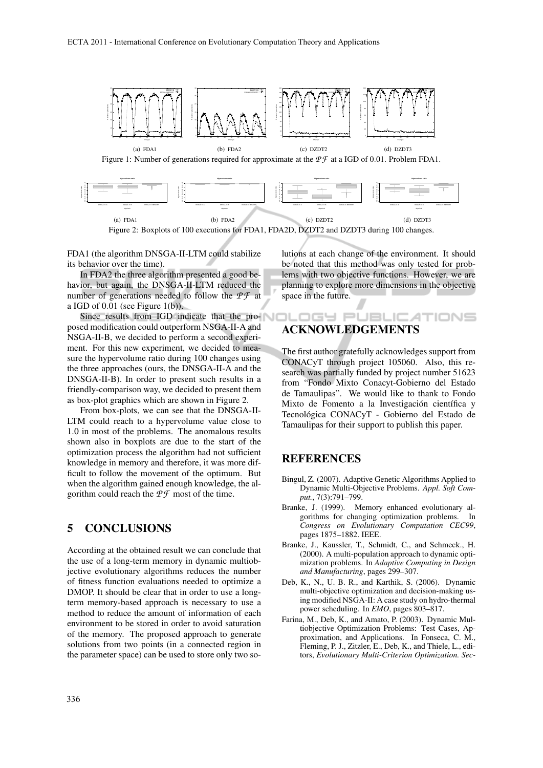(a) FDA1 (b) FDA2 (c) DZDT2 (d) DZDT3

Figure 1: Number of generations required for approximate at the $\mathcal{PF}$ at a IGD of 0.01. Problem FDA1.

(a) FDA1 (b) FDA2 (c) DZDT2 (d) DZDT3

Figure 2: Boxplots of 100 executions for FDA1, FDA2D, DZDT2 and DZDT3 during 100 changes.

FDA1 (the algorithm DNSGA-II-LTM could stabilize its behavior over the time).

In FDA2 the three algorithm presented a good behavior, but again, the DNSGA-II-LTM reduced the number of generations needed to follow the $\mathcal{PF}$ at a IGD of 0.01 (see Figure 1(b)).

Since results from IGD indicate that the proposed modification could outperform NSGA-II-A and NSGA-II-B, we decided to perform a second experiment. For this new experiment, we decided to measure the hypervolume ratio during 100 changes using the three approaches (ours, the DNSGA-II-A and the DNSGA-II-B). In order to present such results in a friendly-comparison way, we decided to present them as box-plot graphics which are shown in Figure 2.

From box-plots, we can see that the DNSGA-II-LTM could reach to a hypervolume value close to 1.0 in most of the problems. The anomalous results shown also in boxplots are due to the start of the optimization process the algorithm had not sufficient knowledge in memory and therefore, it was more difficult to follow the movement of the optimum. But when the algorithm gained enough knowledge, the algorithm could reach the $\mathcal{PF}$ most of the time.

## 5 CONCLUSIONS

According at the obtained result we can conclude that the use of a long-term memory in dynamic multiobjective evolutionary algorithms reduces the number of fitness function evaluations needed to optimize a DMOP. It should be clear that in order to use a long-term memory-based approach is necessary to use a method to reduce the amount of information of each environment to be stored in order to avoid saturation of the memory. The proposed approach to generate solutions from two points (in a connected region in the parameter space) can be used to store only two solutions at each change of the environment. It should be noted that this method was only tested for problems with two objective functions. However, we are planning to explore more dimensions in the objective space in the future.

## ACKNOWLEDGEMENTS

The first author gratefully acknowledges support from CONACyT through project 105060. Also, this research was partially funded by project number 51623 from "Fondo Mixto Conacyt-Gobierno del Estado de Tamaulipas". We would like to thank to Fondo Mixto de Fomento a la Investigación científica y Tecnológica CONACyT - Gobierno del Estado de Tamaulipas for their support to publish this paper.

## REFERENCES

Bingul, Z. (2007). Adaptive Genetic Algorithms Applied to Dynamic Multi-Objective Problems. *Appl. Soft Comput.*, 7(3):791–799.

Branke, J. (1999). Memory enhanced evolutionary algorithms for changing optimization problems. In *Congress on Evolutionary Computation CEC99*, pages 1875–1882. IEEE.

Branke, J., Kaussler, T., Schmidt, C., and Schmeck., H. (2000). A multi-population approach to dynamic optimization problems. In *Adaptive Computing in Design and Manufacturing*, pages 299–307.

Deb, K., N., U. B. R., and Karthik, S. (2006). Dynamic multi-objective optimization and decision-making using modified NSGA-II: A case study on hydro-thermal power scheduling. In *EMO*, pages 803–817.

Farina, M., Deb, K., and Amato, P. (2003). Dynamic Multiobjective Optimization Problems: Test Cases, Approximation, and Applications. In Fonseca, C. M., Fleming, P. J., Zitzler, E., Deb, K., and Thiele, L., editors, *Evolutionary Multi-Criterion Optimization. Sec-*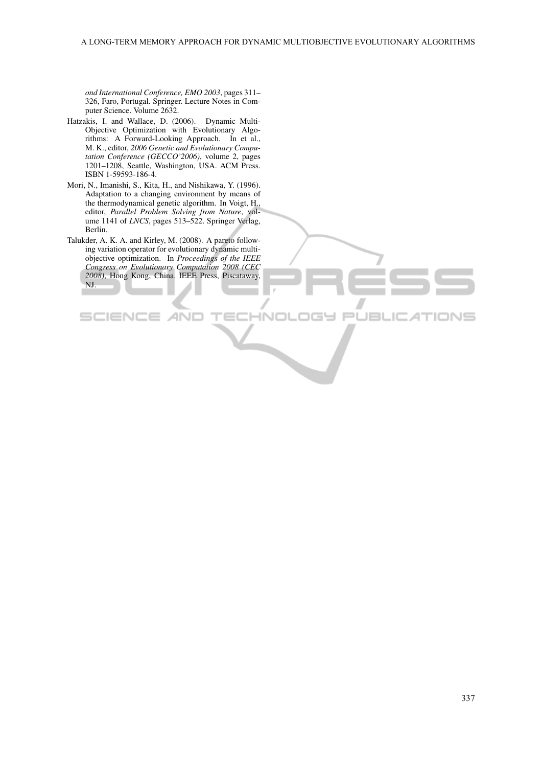*ond International Conference, EMO 2003*, pages 311–326, Faro, Portugal. Springer. Lecture Notes in Computer Science. Volume 2632.

Hatzakis, I. and Wallace, D. (2006). Dynamic Multi-Objective Optimization with Evolutionary Algorithms: A Forward-Looking Approach. In et al., M. K., editor, *2006 Genetic and Evolutionary Computation Conference (GECCO'2006)*, volume 2, pages 1201–1208, Seattle, Washington, USA. ACM Press. ISBN 1-59593-186-4.

Mori, N., Imanishi, S., Kita, H., and Nishikawa, Y. (1996). Adaptation to a changing environment by means of the thermodynamical genetic algorithm. In Voigt, H., editor, *Parallel Problem Solving from Nature*, volume 1141 of *LNCS*, pages 513–522. Springer Verlag, Berlin.

Talukder, A. K. A. and Kirley, M. (2008). A pareto following variation operator for evolutionary dynamic multi-objective optimization. In *Proceedings of the IEEE Congress on Evolutionary Computation 2008 (CEC 2008)*, Hong Kong, China. IEEE Press, Piscataway, NJ.